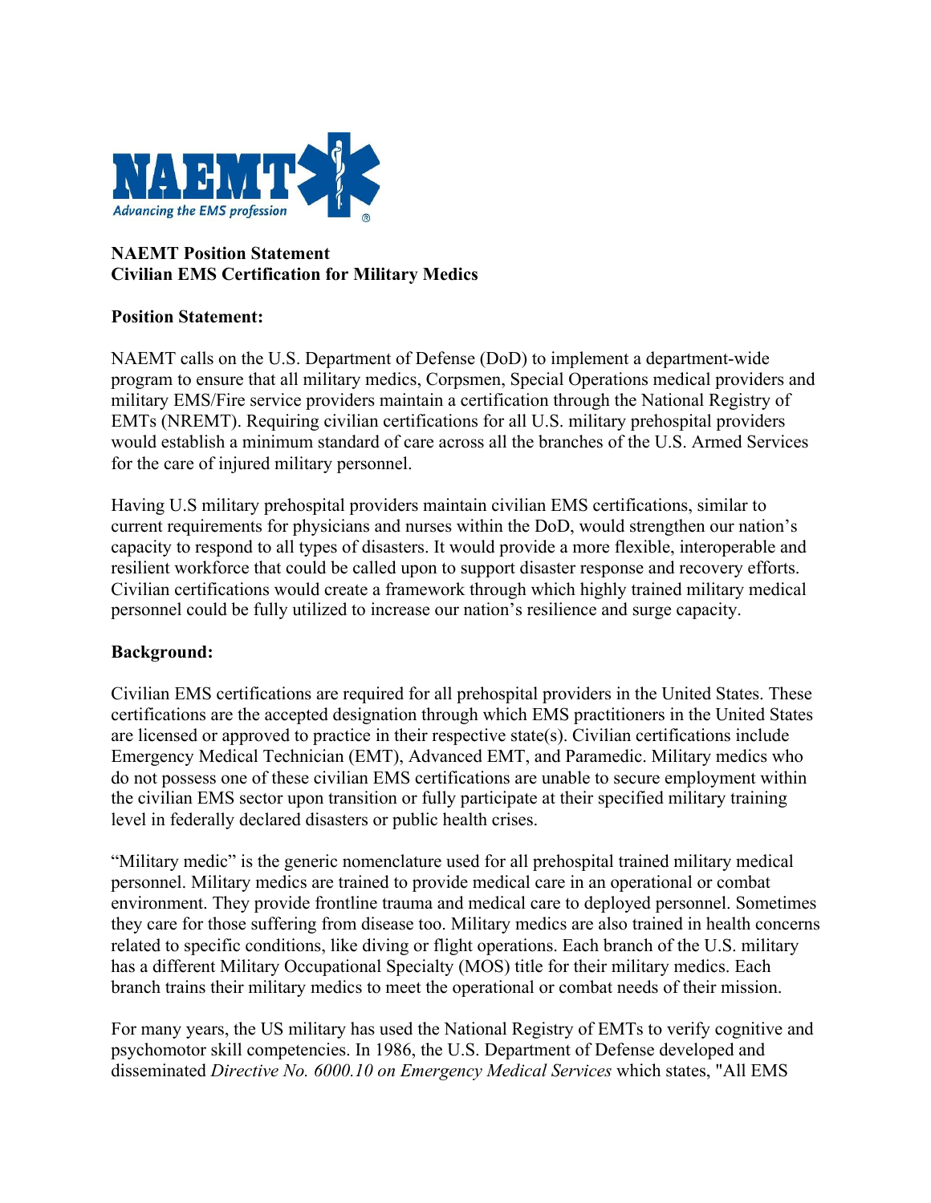**NAEMT Position Statement**
**Civilian EMS Certification for Military Medics**

**Position Statement:**

NAEMT calls on the U.S. Department of Defense (DoD) to implement a department-wide program to ensure that all military medics, Corpsmen, Special Operations medical providers and military EMS/Fire service providers maintain a certification through the National Registry of EMTs (NREMT). Requiring civilian certifications for all U.S. military prehospital providers would establish a minimum standard of care across all the branches of the U.S. Armed Services for the care of injured military personnel.

Having U.S military prehospital providers maintain civilian EMS certifications, similar to current requirements for physicians and nurses within the DoD, would strengthen our nation's capacity to respond to all types of disasters. It would provide a more flexible, interoperable and resilient workforce that could be called upon to support disaster response and recovery efforts. Civilian certifications would create a framework through which highly trained military medical personnel could be fully utilized to increase our nation's resilience and surge capacity.

**Background:**

Civilian EMS certifications are required for all prehospital providers in the United States. These certifications are the accepted designation through which EMS practitioners in the United States are licensed or approved to practice in their respective state(s). Civilian certifications include Emergency Medical Technician (EMT), Advanced EMT, and Paramedic. Military medics who do not possess one of these civilian EMS certifications are unable to secure employment within the civilian EMS sector upon transition or fully participate at their specified military training level in federally declared disasters or public health crises.

"Military medic" is the generic nomenclature used for all prehospital trained military medical personnel. Military medics are trained to provide medical care in an operational or combat environment. They provide frontline trauma and medical care to deployed personnel. Sometimes they care for those suffering from disease too. Military medics are also trained in health concerns related to specific conditions, like diving or flight operations. Each branch of the U.S. military has a different Military Occupational Specialty (MOS) title for their military medics. Each branch trains their military medics to meet the operational or combat needs of their mission.

For many years, the US military has used the National Registry of EMTs to verify cognitive and psychomotor skill competencies. In 1986, the U.S. Department of Defense developed and disseminated *Directive No. 6000.10 on Emergency Medical Services* which states, "All EMS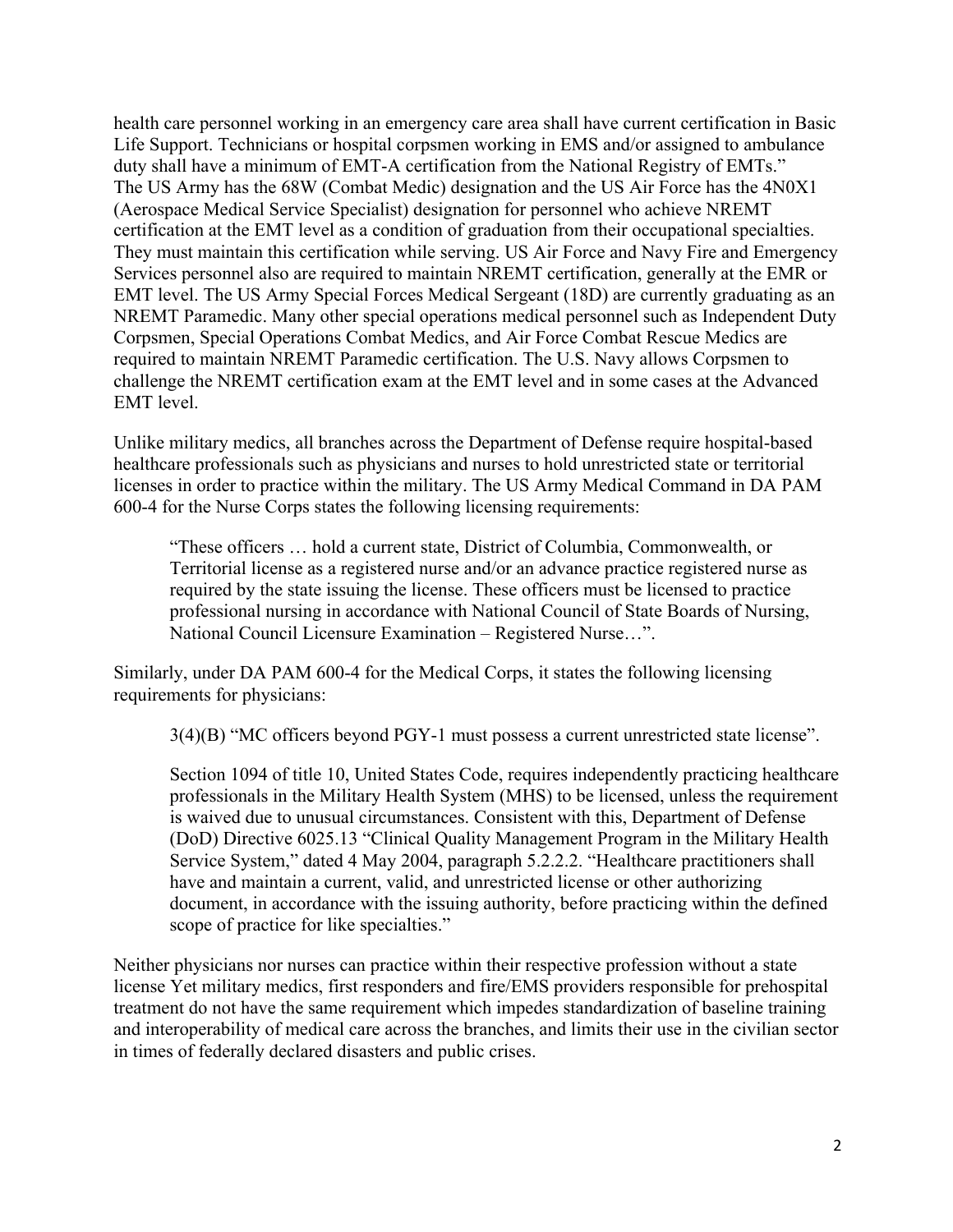health care personnel working in an emergency care area shall have current certification in Basic Life Support. Technicians or hospital corpsmen working in EMS and/or assigned to ambulance duty shall have a minimum of EMT-A certification from the National Registry of EMTs."
The US Army has the 68W (Combat Medic) designation and the US Air Force has the 4N0X1 (Aerospace Medical Service Specialist) designation for personnel who achieve NREMT certification at the EMT level as a condition of graduation from their occupational specialties. They must maintain this certification while serving. US Air Force and Navy Fire and Emergency Services personnel also are required to maintain NREMT certification, generally at the EMR or EMT level. The US Army Special Forces Medical Sergeant (18D) are currently graduating as an NREMT Paramedic. Many other special operations medical personnel such as Independent Duty Corpsmen, Special Operations Combat Medics, and Air Force Combat Rescue Medics are required to maintain NREMT Paramedic certification. The U.S. Navy allows Corpsmen to challenge the NREMT certification exam at the EMT level and in some cases at the Advanced EMT level.

Unlike military medics, all branches across the Department of Defense require hospital-based healthcare professionals such as physicians and nurses to hold unrestricted state or territorial licenses in order to practice within the military. The US Army Medical Command in DA PAM 600-4 for the Nurse Corps states the following licensing requirements:

> "These officers … hold a current state, District of Columbia, Commonwealth, or Territorial license as a registered nurse and/or an advance practice registered nurse as required by the state issuing the license. These officers must be licensed to practice professional nursing in accordance with National Council of State Boards of Nursing, National Council Licensure Examination – Registered Nurse…".

Similarly, under DA PAM 600-4 for the Medical Corps, it states the following licensing requirements for physicians:

> 3(4)(B) "MC officers beyond PGY-1 must possess a current unrestricted state license".
>
> Section 1094 of title 10, United States Code, requires independently practicing healthcare professionals in the Military Health System (MHS) to be licensed, unless the requirement is waived due to unusual circumstances. Consistent with this, Department of Defense (DoD) Directive 6025.13 "Clinical Quality Management Program in the Military Health Service System," dated 4 May 2004, paragraph 5.2.2.2. "Healthcare practitioners shall have and maintain a current, valid, and unrestricted license or other authorizing document, in accordance with the issuing authority, before practicing within the defined scope of practice for like specialties."

Neither physicians nor nurses can practice within their respective profession without a state license Yet military medics, first responders and fire/EMS providers responsible for prehospital treatment do not have the same requirement which impedes standardization of baseline training and interoperability of medical care across the branches, and limits their use in the civilian sector in times of federally declared disasters and public crises.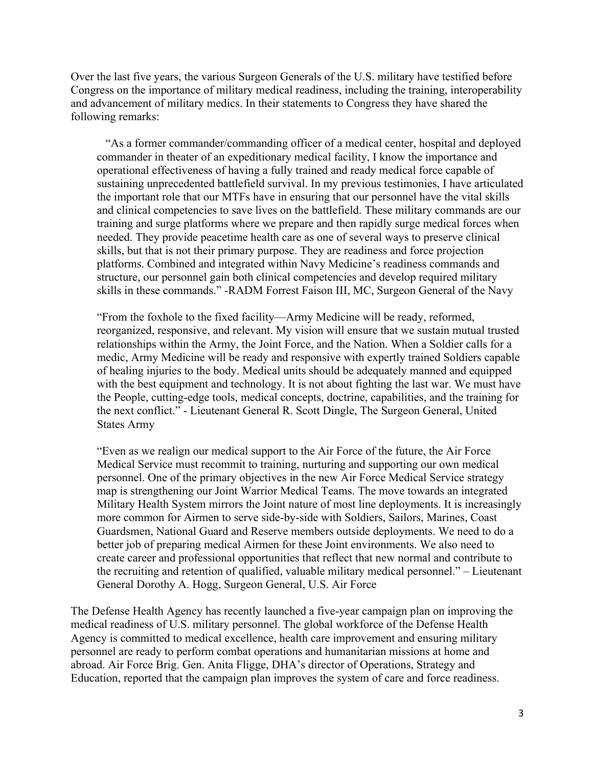Over the last five years, the various Surgeon Generals of the U.S. military have testified before Congress on the importance of military medical readiness, including the training, interoperability and advancement of military medics. In their statements to Congress they have shared the following remarks:

> "As a former commander/commanding officer of a medical center, hospital and deployed commander in theater of an expeditionary medical facility, I know the importance and operational effectiveness of having a fully trained and ready medical force capable of sustaining unprecedented battlefield survival. In my previous testimonies, I have articulated the important role that our MTFs have in ensuring that our personnel have the vital skills and clinical competencies to save lives on the battlefield. These military commands are our training and surge platforms where we prepare and then rapidly surge medical forces when needed. They provide peacetime health care as one of several ways to preserve clinical skills, but that is not their primary purpose. They are readiness and force projection platforms. Combined and integrated within Navy Medicine's readiness commands and structure, our personnel gain both clinical competencies and develop required military skills in these commands." -RADM Forrest Faison III, MC, Surgeon General of the Navy

> "From the foxhole to the fixed facility—Army Medicine will be ready, reformed, reorganized, responsive, and relevant. My vision will ensure that we sustain mutual trusted relationships within the Army, the Joint Force, and the Nation. When a Soldier calls for a medic, Army Medicine will be ready and responsive with expertly trained Soldiers capable of healing injuries to the body. Medical units should be adequately manned and equipped with the best equipment and technology. It is not about fighting the last war. We must have the People, cutting-edge tools, medical concepts, doctrine, capabilities, and the training for the next conflict." - Lieutenant General R. Scott Dingle, The Surgeon General, United States Army

> "Even as we realign our medical support to the Air Force of the future, the Air Force Medical Service must recommit to training, nurturing and supporting our own medical personnel. One of the primary objectives in the new Air Force Medical Service strategy map is strengthening our Joint Warrior Medical Teams. The move towards an integrated Military Health System mirrors the Joint nature of most line deployments. It is increasingly more common for Airmen to serve side-by-side with Soldiers, Sailors, Marines, Coast Guardsmen, National Guard and Reserve members outside deployments. We need to do a better job of preparing medical Airmen for these Joint environments. We also need to create career and professional opportunities that reflect that new normal and contribute to the recruiting and retention of qualified, valuable military medical personnel." – Lieutenant General Dorothy A. Hogg, Surgeon General, U.S. Air Force

The Defense Health Agency has recently launched a five-year campaign plan on improving the medical readiness of U.S. military personnel. The global workforce of the Defense Health Agency is committed to medical excellence, health care improvement and ensuring military personnel are ready to perform combat operations and humanitarian missions at home and abroad. Air Force Brig. Gen. Anita Fligge, DHA's director of Operations, Strategy and Education, reported that the campaign plan improves the system of care and force readiness.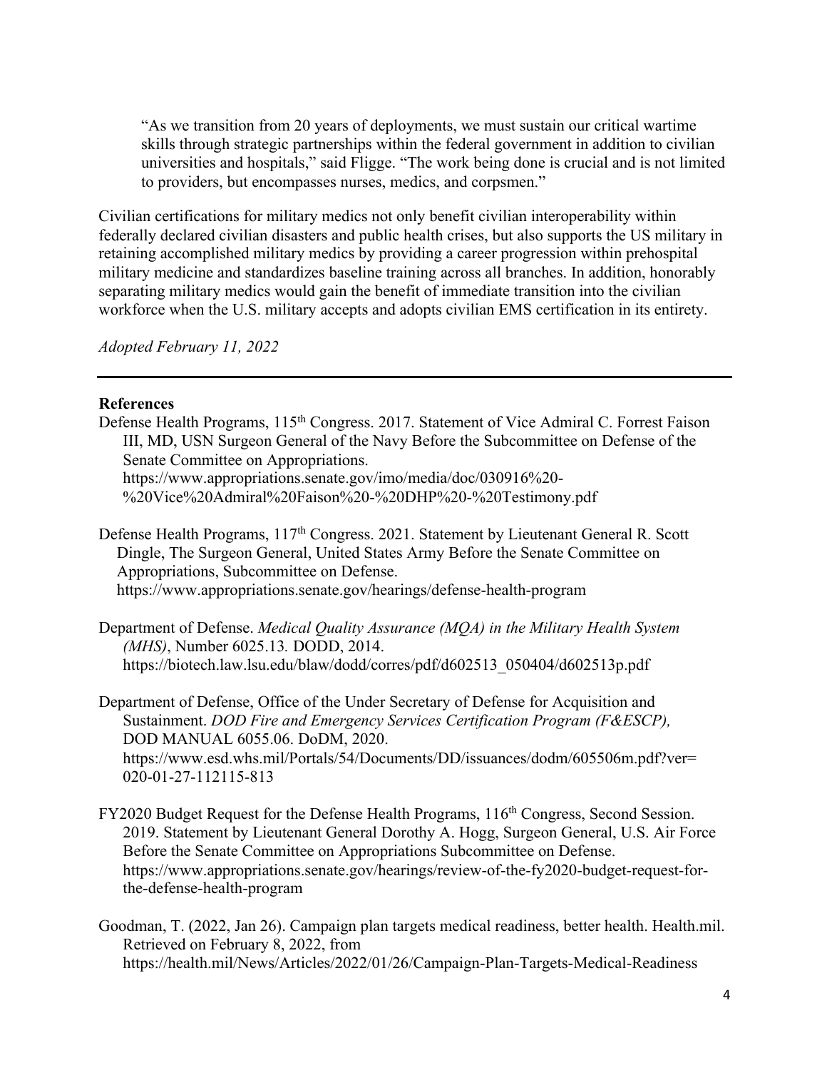> "As we transition from 20 years of deployments, we must sustain our critical wartime skills through strategic partnerships within the federal government in addition to civilian universities and hospitals," said Fligge. "The work being done is crucial and is not limited to providers, but encompasses nurses, medics, and corpsmen."

Civilian certifications for military medics not only benefit civilian interoperability within federally declared civilian disasters and public health crises, but also supports the US military in retaining accomplished military medics by providing a career progression within prehospital military medicine and standardizes baseline training across all branches. In addition, honorably separating military medics would gain the benefit of immediate transition into the civilian workforce when the U.S. military accepts and adopts civilian EMS certification in its entirety.

*Adopted February 11, 2022*

---

**References**

Defense Health Programs, 115th Congress. 2017. Statement of Vice Admiral C. Forrest Faison III, MD, USN Surgeon General of the Navy Before the Subcommittee on Defense of the Senate Committee on Appropriations. https://www.appropriations.senate.gov/imo/media/doc/030916%20-%20Vice%20Admiral%20Faison%20-%20DHP%20-%20Testimony.pdf

Defense Health Programs, 117th Congress. 2021. Statement by Lieutenant General R. Scott Dingle, The Surgeon General, United States Army Before the Senate Committee on Appropriations, Subcommittee on Defense. https://www.appropriations.senate.gov/hearings/defense-health-program

Department of Defense. *Medical Quality Assurance (MQA) in the Military Health System (MHS)*, Number 6025.13. DODD, 2014. https://biotech.law.lsu.edu/blaw/dodd/corres/pdf/d602513_050404/d602513p.pdf

Department of Defense, Office of the Under Secretary of Defense for Acquisition and Sustainment. *DOD Fire and Emergency Services Certification Program (F&ESCP),* DOD MANUAL 6055.06. DoDM, 2020. https://www.esd.whs.mil/Portals/54/Documents/DD/issuances/dodm/605506m.pdf?ver=020-01-27-112115-813

FY2020 Budget Request for the Defense Health Programs, 116th Congress, Second Session. 2019. Statement by Lieutenant General Dorothy A. Hogg, Surgeon General, U.S. Air Force Before the Senate Committee on Appropriations Subcommittee on Defense. https://www.appropriations.senate.gov/hearings/review-of-the-fy2020-budget-request-for-the-defense-health-program

Goodman, T. (2022, Jan 26). Campaign plan targets medical readiness, better health. Health.mil. Retrieved on February 8, 2022, from https://health.mil/News/Articles/2022/01/26/Campaign-Plan-Targets-Medical-Readiness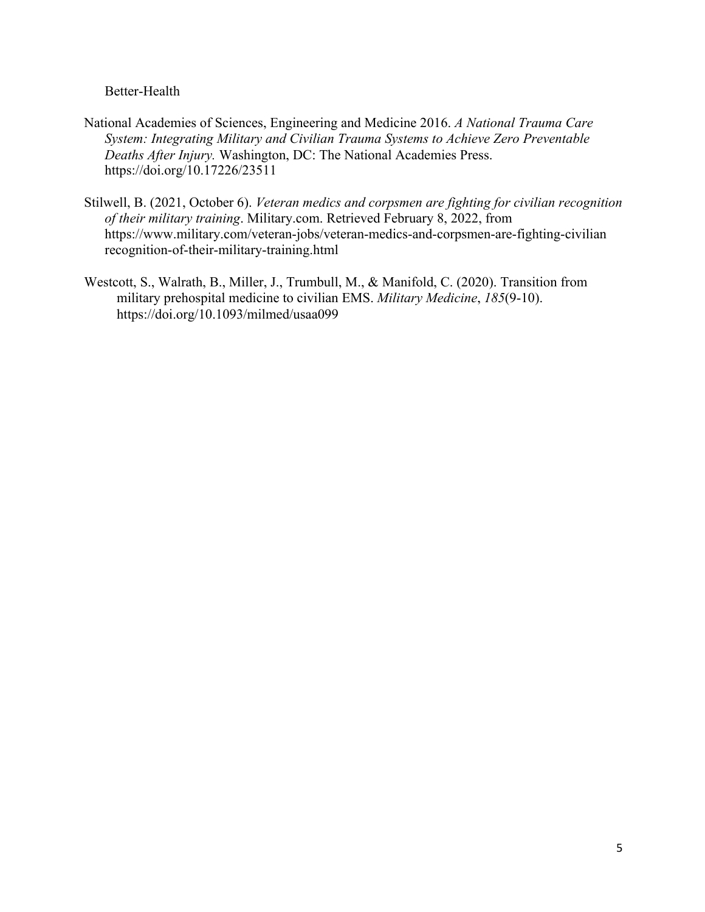Better-Health

National Academies of Sciences, Engineering and Medicine 2016. *A National Trauma Care System: Integrating Military and Civilian Trauma Systems to Achieve Zero Preventable Deaths After Injury.* Washington, DC: The National Academies Press. https://doi.org/10.17226/23511

Stilwell, B. (2021, October 6). *Veteran medics and corpsmen are fighting for civilian recognition of their military training*. Military.com. Retrieved February 8, 2022, from https://www.military.com/veteran-jobs/veteran-medics-and-corpsmen-are-fighting-civilian recognition-of-their-military-training.html

Westcott, S., Walrath, B., Miller, J., Trumbull, M., & Manifold, C. (2020). Transition from military prehospital medicine to civilian EMS. *Military Medicine*, *185*(9-10). https://doi.org/10.1093/milmed/usaa099